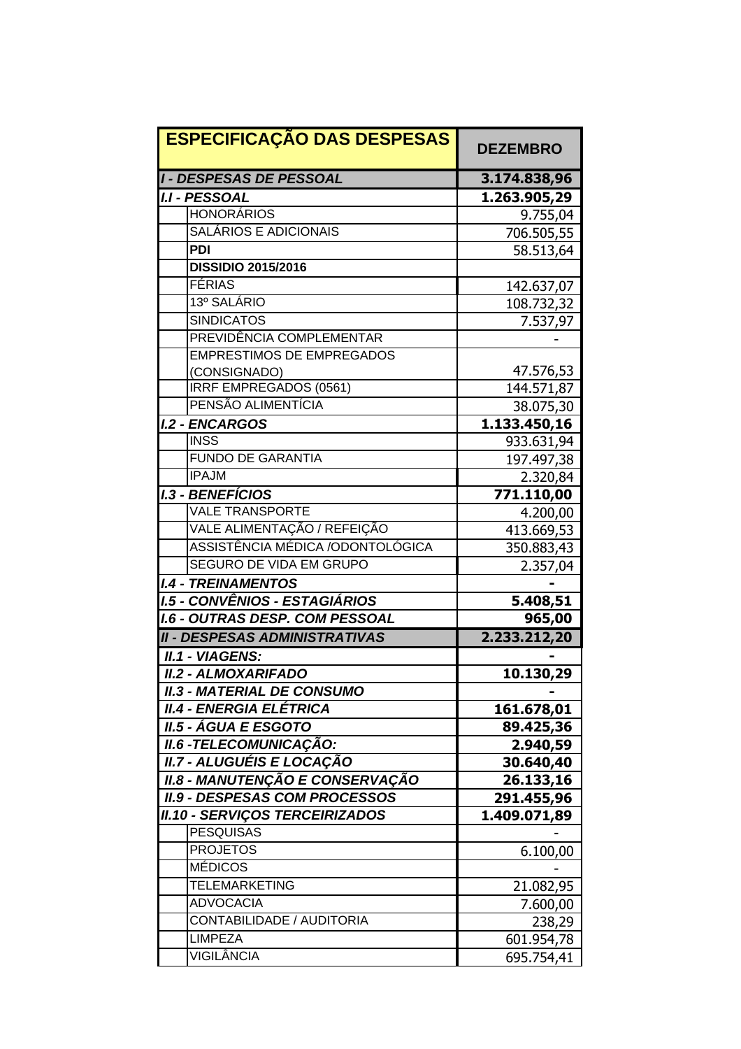| ESPECIFICAÇÃO DAS DESPESAS | | DEZEMBRO |
| --- | --- | --- |
| ***I - DESPESAS DE PESSOAL*** | | **3.174.838,96** |
| ***I.I - PESSOAL*** | | **1.263.905,29** |
| | HONORÁRIOS | 9.755,04 |
| | SALÁRIOS E ADICIONAIS | 706.505,55 |
| | **PDI** | 58.513,64 |
| | **DISSIDIO 2015/2016** | |
| | FÉRIAS | 142.637,07 |
| | 13º SALÁRIO | 108.732,32 |
| | SINDICATOS | 7.537,97 |
| | PREVIDÊNCIA COMPLEMENTAR | - |
| | EMPRESTIMOS DE EMPREGADOS (CONSIGNADO) | 47.576,53 |
| | IRRF EMPREGADOS (0561) | 144.571,87 |
| | PENSÃO ALIMENTÍCIA | 38.075,30 |
| ***I.2 - ENCARGOS*** | | **1.133.450,16** |
| | INSS | 933.631,94 |
| | FUNDO DE GARANTIA | 197.497,38 |
| | IPAJM | 2.320,84 |
| ***I.3 - BENEFÍCIOS*** | | **771.110,00** |
| | VALE TRANSPORTE | 4.200,00 |
| | VALE ALIMENTAÇÃO / REFEIÇÃO | 413.669,53 |
| | ASSISTÊNCIA MÉDICA /ODONTOLÓGICA | 350.883,43 |
| | SEGURO DE VIDA EM GRUPO | 2.357,04 |
| ***I.4 - TREINAMENTOS*** | | **-** |
| ***I.5 - CONVÊNIOS - ESTAGIÁRIOS*** | | **5.408,51** |
| ***I.6 - OUTRAS DESP. COM PESSOAL*** | | **965,00** |
| ***II - DESPESAS ADMINISTRATIVAS*** | | **2.233.212,20** |
| ***II.1 - VIAGENS:*** | | **-** |
| ***II.2 - ALMOXARIFADO*** | | **10.130,29** |
| ***II.3 - MATERIAL DE CONSUMO*** | | **-** |
| ***II.4 - ENERGIA ELÉTRICA*** | | **161.678,01** |
| ***II.5 - ÁGUA E ESGOTO*** | | **89.425,36** |
| ***II.6 -TELECOMUNICAÇÃO:*** | | **2.940,59** |
| ***II.7 - ALUGUÉIS E LOCAÇÃO*** | | **30.640,40** |
| ***II.8 - MANUTENÇÃO E CONSERVAÇÃO*** | | **26.133,16** |
| ***II.9 - DESPESAS COM PROCESSOS*** | | **291.455,96** |
| ***II.10 - SERVIÇOS TERCEIRIZADOS*** | | **1.409.071,89** |
| | PESQUISAS | - |
| | PROJETOS | 6.100,00 |
| | MÉDICOS | - |
| | TELEMARKETING | 21.082,95 |
| | ADVOCACIA | 7.600,00 |
| | CONTABILIDADE / AUDITORIA | 238,29 |
| | LIMPEZA | 601.954,78 |
| | VIGILÂNCIA | 695.754,41 |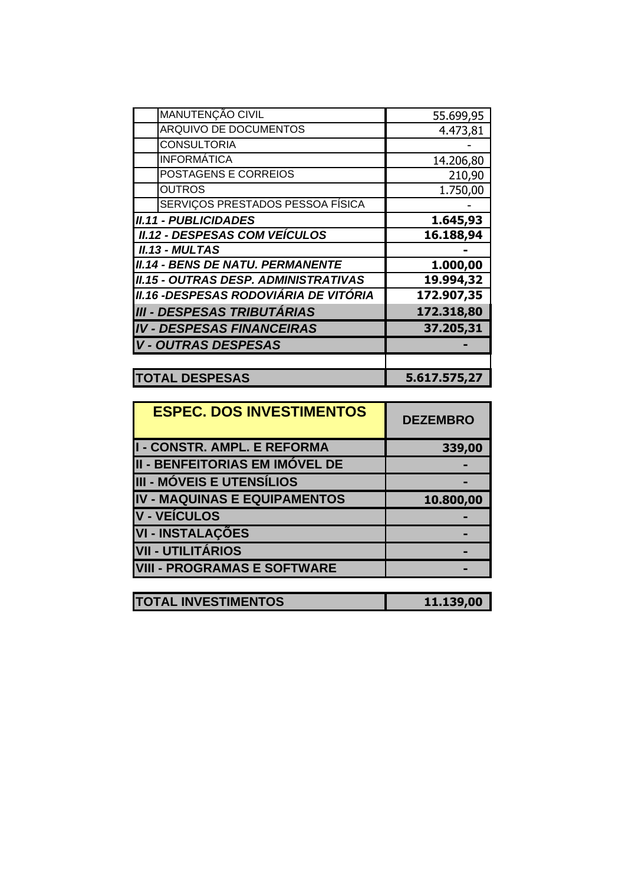| | | |
|---|---|---|
| | MANUTENÇÃO CIVIL | 55.699,95 |
| | ARQUIVO DE DOCUMENTOS | 4.473,81 |
| | CONSULTORIA | - |
| | INFORMÁTICA | 14.206,80 |
| | POSTAGENS E CORREIOS | 210,90 |
| | OUTROS | 1.750,00 |
| | SERVIÇOS PRESTADOS PESSOA FÍSICA | - |
| ***II.11 - PUBLICIDADES*** | | **1.645,93** |
| ***II.12 - DESPESAS COM VEÍCULOS*** | | **16.188,94** |
| ***II.13 - MULTAS*** | | **-** |
| ***II.14 - BENS DE NATU. PERMANENTE*** | | **1.000,00** |
| ***II.15 - OUTRAS DESP. ADMINISTRATIVAS*** | | **19.994,32** |
| ***II.16 -DESPESAS RODOVIÁRIA DE VITÓRIA*** | | **172.907,35** |
| ***III - DESPESAS TRIBUTÁRIAS*** | | **172.318,80** |
| ***IV - DESPESAS FINANCEIRAS*** | | **37.205,31** |
| ***V - OUTRAS DESPESAS*** | | **-** |
| | | |
| **TOTAL DESPESAS** | | **5.617.575,27** |

| ESPEC. DOS INVESTIMENTOS | DEZEMBRO |
|---|---|
| **I - CONSTR. AMPL. E REFORMA** | **339,00** |
| **II - BENFEITORIAS EM IMÓVEL DE** | **-** |
| **III - MÓVEIS E UTENSÍLIOS** | **-** |
| **IV - MAQUINAS E EQUIPAMENTOS** | **10.800,00** |
| **V - VEÍCULOS** | **-** |
| **VI - INSTALAÇÕES** | **-** |
| **VII - UTILITÁRIOS** | **-** |
| **VIII - PROGRAMAS E SOFTWARE** | **-** |
| | |
| **TOTAL INVESTIMENTOS** | **11.139,00** |